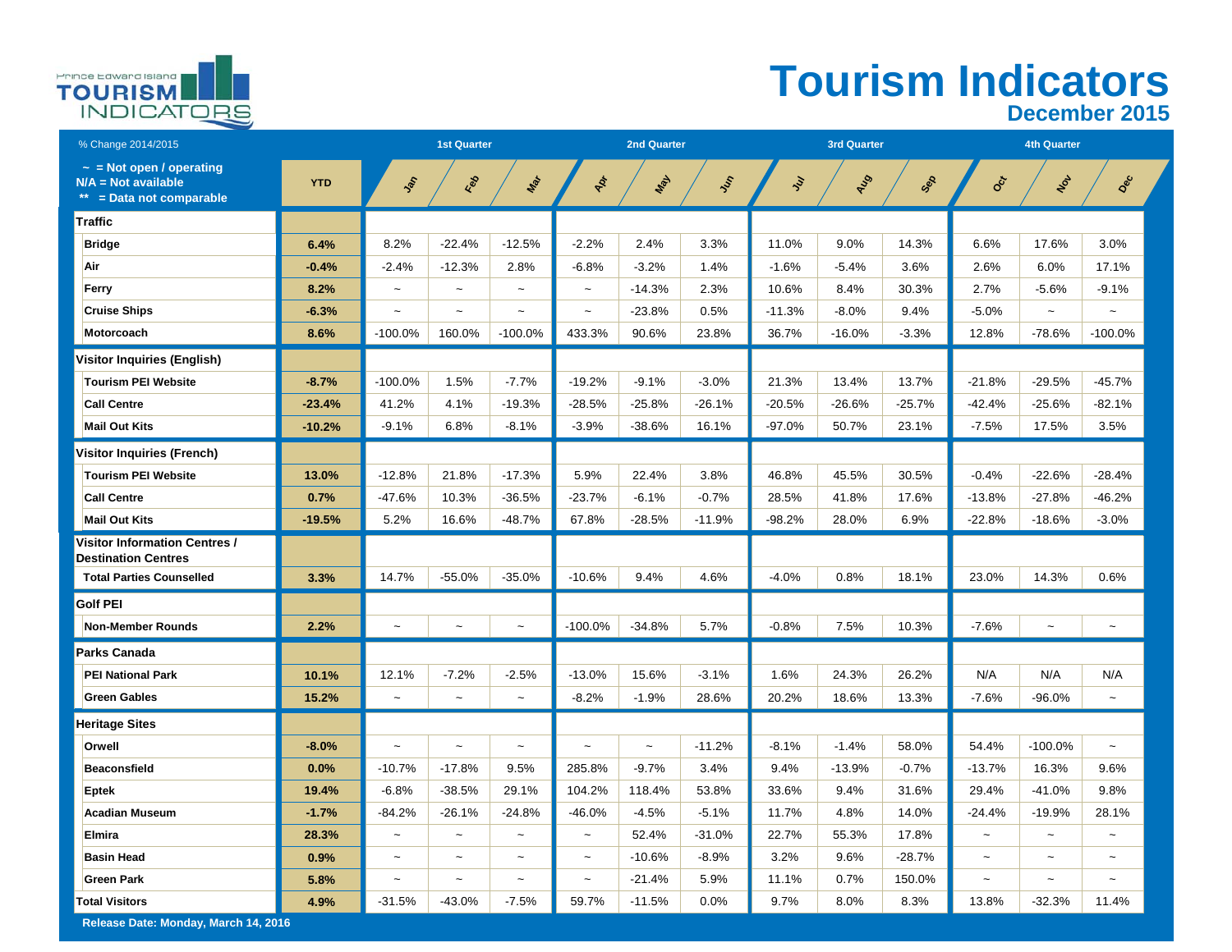# Tourism Indicators

## December 2015

| % Change 2014/2015 | | 1st Quarter | | | 2nd Quarter | | | 3rd Quarter | | | 4th Quarter | | |
|---|---|---|---|---|---|---|---|---|---|---|---|---|---|
| ~ = Not open / operating<br>N/A = Not available<br>** = Data not comparable | YTD | Jan | Feb | Mar | Apr | May | Jun | Jul | Aug | Sep | Oct | Nov | Dec |
| **Traffic** | | | | | | | | | | | | | |
| **Bridge** | **6.4%** | 8.2% | -22.4% | -12.5% | -2.2% | 2.4% | 3.3% | 11.0% | 9.0% | 14.3% | 6.6% | 17.6% | 3.0% |
| **Air** | **-0.4%** | -2.4% | -12.3% | 2.8% | -6.8% | -3.2% | 1.4% | -1.6% | -5.4% | 3.6% | 2.6% | 6.0% | 17.1% |
| **Ferry** | **8.2%** | ~ | ~ | ~ | ~ | -14.3% | 2.3% | 10.6% | 8.4% | 30.3% | 2.7% | -5.6% | -9.1% |
| **Cruise Ships** | **-6.3%** | ~ | ~ | ~ | ~ | -23.8% | 0.5% | -11.3% | -8.0% | 9.4% | -5.0% | ~ | ~ |
| **Motorcoach** | **8.6%** | -100.0% | 160.0% | -100.0% | 433.3% | 90.6% | 23.8% | 36.7% | -16.0% | -3.3% | 12.8% | -78.6% | -100.0% |
| **Visitor Inquiries (English)** | | | | | | | | | | | | | |
| **Tourism PEI Website** | **-8.7%** | -100.0% | 1.5% | -7.7% | -19.2% | -9.1% | -3.0% | 21.3% | 13.4% | 13.7% | -21.8% | -29.5% | -45.7% |
| **Call Centre** | **-23.4%** | 41.2% | 4.1% | -19.3% | -28.5% | -25.8% | -26.1% | -20.5% | -26.6% | -25.7% | -42.4% | -25.6% | -82.1% |
| **Mail Out Kits** | **-10.2%** | -9.1% | 6.8% | -8.1% | -3.9% | -38.6% | 16.1% | -97.0% | 50.7% | 23.1% | -7.5% | 17.5% | 3.5% |
| **Visitor Inquiries (French)** | | | | | | | | | | | | | |
| **Tourism PEI Website** | **13.0%** | -12.8% | 21.8% | -17.3% | 5.9% | 22.4% | 3.8% | 46.8% | 45.5% | 30.5% | -0.4% | -22.6% | -28.4% |
| **Call Centre** | **0.7%** | -47.6% | 10.3% | -36.5% | -23.7% | -6.1% | -0.7% | 28.5% | 41.8% | 17.6% | -13.8% | -27.8% | -46.2% |
| **Mail Out Kits** | **-19.5%** | 5.2% | 16.6% | -48.7% | 67.8% | -28.5% | -11.9% | -98.2% | 28.0% | 6.9% | -22.8% | -18.6% | -3.0% |
| **Visitor Information Centres / Destination Centres** | | | | | | | | | | | | | |
| **Total Parties Counselled** | **3.3%** | 14.7% | -55.0% | -35.0% | -10.6% | 9.4% | 4.6% | -4.0% | 0.8% | 18.1% | 23.0% | 14.3% | 0.6% |
| **Golf PEI** | | | | | | | | | | | | | |
| **Non-Member Rounds** | **2.2%** | ~ | ~ | ~ | -100.0% | -34.8% | 5.7% | -0.8% | 7.5% | 10.3% | -7.6% | ~ | ~ |
| **Parks Canada** | | | | | | | | | | | | | |
| **PEI National Park** | **10.1%** | 12.1% | -7.2% | -2.5% | -13.0% | 15.6% | -3.1% | 1.6% | 24.3% | 26.2% | N/A | N/A | N/A |
| **Green Gables** | **15.2%** | ~ | ~ | ~ | -8.2% | -1.9% | 28.6% | 20.2% | 18.6% | 13.3% | -7.6% | -96.0% | ~ |
| **Heritage Sites** | | | | | | | | | | | | | |
| **Orwell** | **-8.0%** | ~ | ~ | ~ | ~ | ~ | -11.2% | -8.1% | -1.4% | 58.0% | 54.4% | -100.0% | ~ |
| **Beaconsfield** | **0.0%** | -10.7% | -17.8% | 9.5% | 285.8% | -9.7% | 3.4% | 9.4% | -13.9% | -0.7% | -13.7% | 16.3% | 9.6% |
| **Eptek** | **19.4%** | -6.8% | -38.5% | 29.1% | 104.2% | 118.4% | 53.8% | 33.6% | 9.4% | 31.6% | 29.4% | -41.0% | 9.8% |
| **Acadian Museum** | **-1.7%** | -84.2% | -26.1% | -24.8% | -46.0% | -4.5% | -5.1% | 11.7% | 4.8% | 14.0% | -24.4% | -19.9% | 28.1% |
| **Elmira** | **28.3%** | ~ | ~ | ~ | ~ | 52.4% | -31.0% | 22.7% | 55.3% | 17.8% | ~ | ~ | ~ |
| **Basin Head** | **0.9%** | ~ | ~ | ~ | ~ | -10.6% | -8.9% | 3.2% | 9.6% | -28.7% | ~ | ~ | ~ |
| **Green Park** | **5.8%** | ~ | ~ | ~ | ~ | -21.4% | 5.9% | 11.1% | 0.7% | 150.0% | ~ | ~ | ~ |
| **Total Visitors** | **4.9%** | -31.5% | -43.0% | -7.5% | 59.7% | -11.5% | 0.0% | 9.7% | 8.0% | 8.3% | 13.8% | -32.3% | 11.4% |

**Release Date: Monday, March 14, 2016**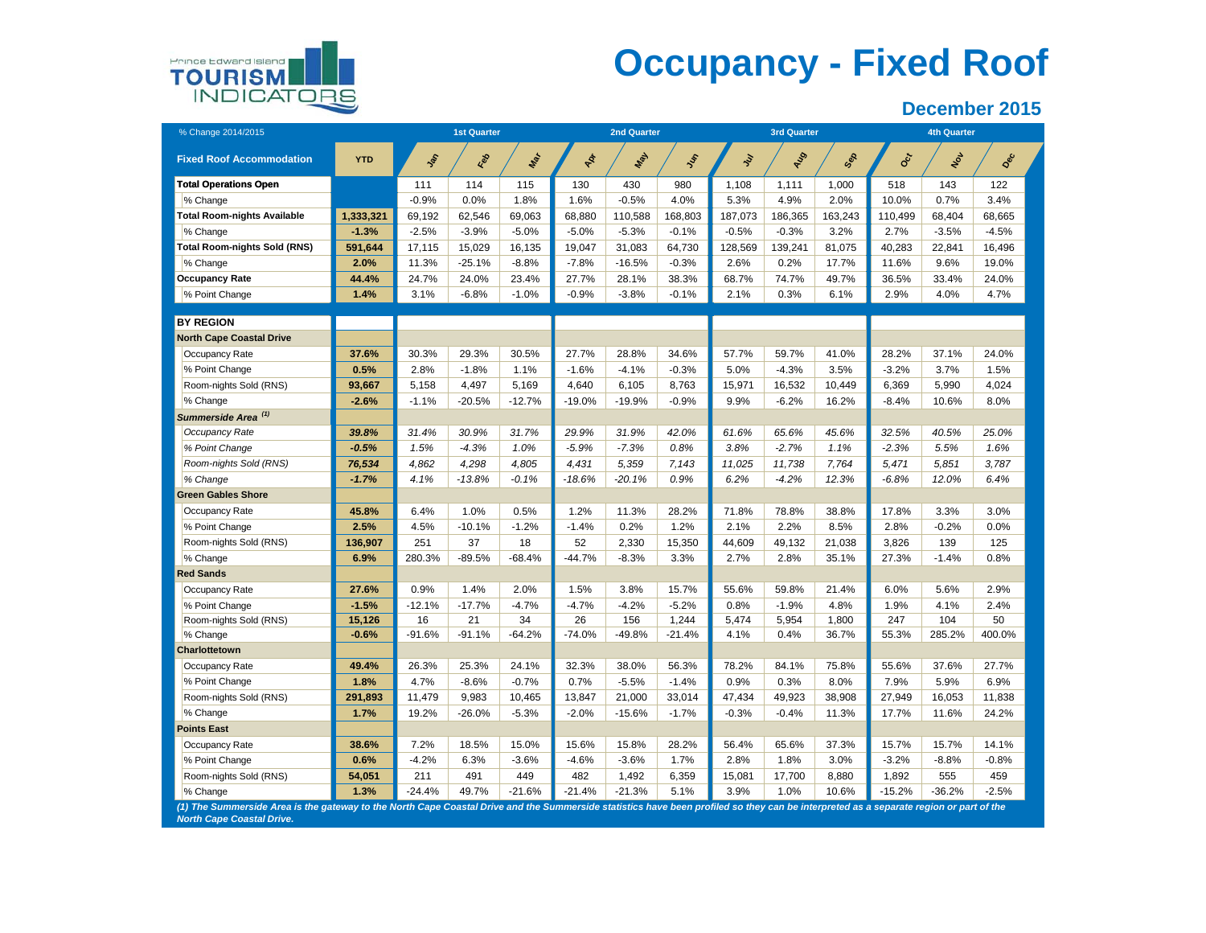# Occupancy - Fixed Roof

## December 2015

| % Change 2014/2015 | | 1st Quarter | | | 2nd Quarter | | | 3rd Quarter | | | 4th Quarter | | |
|---|---|---|---|---|---|---|---|---|---|---|---|---|---|
| **Fixed Roof Accommodation** | **YTD** | Jan | Feb | Mar | Apr | May | Jun | Jul | Aug | Sep | Oct | Nov | Dec |
| **Total Operations Open** | | 111 | 114 | 115 | 130 | 430 | 980 | 1,108 | 1,111 | 1,000 | 518 | 143 | 122 |
| % Change | | -0.9% | 0.0% | 1.8% | 1.6% | -0.5% | 4.0% | 5.3% | 4.9% | 2.0% | 10.0% | 0.7% | 3.4% |
| **Total Room-nights Available** | **1,333,321** | 69,192 | 62,546 | 69,063 | 68,880 | 110,588 | 168,803 | 187,073 | 186,365 | 163,243 | 110,499 | 68,404 | 68,665 |
| % Change | **-1.3%** | -2.5% | -3.9% | -5.0% | -5.0% | -5.3% | -0.1% | -0.5% | -0.3% | 3.2% | 2.7% | -3.5% | -4.5% |
| **Total Room-nights Sold (RNS)** | **591,644** | 17,115 | 15,029 | 16,135 | 19,047 | 31,083 | 64,730 | 128,569 | 139,241 | 81,075 | 40,283 | 22,841 | 16,496 |
| % Change | **2.0%** | 11.3% | -25.1% | -8.8% | -7.8% | -16.5% | -0.3% | 2.6% | 0.2% | 17.7% | 11.6% | 9.6% | 19.0% |
| **Occupancy Rate** | **44.4%** | 24.7% | 24.0% | 23.4% | 27.7% | 28.1% | 38.3% | 68.7% | 74.7% | 49.7% | 36.5% | 33.4% | 24.0% |
| % Point Change | **1.4%** | 3.1% | -6.8% | -1.0% | -0.9% | -3.8% | -0.1% | 2.1% | 0.3% | 6.1% | 2.9% | 4.0% | 4.7% |
| **BY REGION** | | | | | | | | | | | | | |
| **North Cape Coastal Drive** | | | | | | | | | | | | | |
| Occupancy Rate | **37.6%** | 30.3% | 29.3% | 30.5% | 27.7% | 28.8% | 34.6% | 57.7% | 59.7% | 41.0% | 28.2% | 37.1% | 24.0% |
| % Point Change | **0.5%** | 2.8% | -1.8% | 1.1% | -1.6% | -4.1% | -0.3% | 5.0% | -4.3% | 3.5% | -3.2% | 3.7% | 1.5% |
| Room-nights Sold (RNS) | **93,667** | 5,158 | 4,497 | 5,169 | 4,640 | 6,105 | 8,763 | 15,971 | 16,532 | 10,449 | 6,369 | 5,990 | 4,024 |
| % Change | **-2.6%** | -1.1% | -20.5% | -12.7% | -19.0% | -19.9% | -0.9% | 9.9% | -6.2% | 16.2% | -8.4% | 10.6% | 8.0% |
| ***Summerside Area [1]*** | | | | | | | | | | | | | |
| *Occupancy Rate* | ***39.8%*** | *31.4%* | *30.9%* | *31.7%* | *29.9%* | *31.9%* | *42.0%* | *61.6%* | *65.6%* | *45.6%* | *32.5%* | *40.5%* | *25.0%* |
| *% Point Change* | ***-0.5%*** | *1.5%* | *-4.3%* | *1.0%* | *-5.9%* | *-7.3%* | *0.8%* | *3.8%* | *-2.7%* | *1.1%* | *-2.3%* | *5.5%* | *1.6%* |
| *Room-nights Sold (RNS)* | ***76,534*** | *4,862* | *4,298* | *4,805* | *4,431* | *5,359* | *7,143* | *11,025* | *11,738* | *7,764* | *5,471* | *5,851* | *3,787* |
| *% Change* | ***-1.7%*** | *4.1%* | *-13.8%* | *-0.1%* | *-18.6%* | *-20.1%* | *0.9%* | *6.2%* | *-4.2%* | *12.3%* | *-6.8%* | *12.0%* | *6.4%* |
| **Green Gables Shore** | | | | | | | | | | | | | |
| Occupancy Rate | **45.8%** | 6.4% | 1.0% | 0.5% | 1.2% | 11.3% | 28.2% | 71.8% | 78.8% | 38.8% | 17.8% | 3.3% | 3.0% |
| % Point Change | **2.5%** | 4.5% | -10.1% | -1.2% | -1.4% | 0.2% | 1.2% | 2.1% | 2.2% | 8.5% | 2.8% | -0.2% | 0.0% |
| Room-nights Sold (RNS) | **136,907** | 251 | 37 | 18 | 52 | 2,330 | 15,350 | 44,609 | 49,132 | 21,038 | 3,826 | 139 | 125 |
| % Change | **6.9%** | 280.3% | -89.5% | -68.4% | -44.7% | -8.3% | 3.3% | 2.7% | 2.8% | 35.1% | 27.3% | -1.4% | 0.8% |
| **Red Sands** | | | | | | | | | | | | | |
| Occupancy Rate | **27.6%** | 0.9% | 1.4% | 2.0% | 1.5% | 3.8% | 15.7% | 55.6% | 59.8% | 21.4% | 6.0% | 5.6% | 2.9% |
| % Point Change | **-1.5%** | -12.1% | -17.7% | -4.7% | -4.7% | -4.2% | -5.2% | 0.8% | -1.9% | 4.8% | 1.9% | 4.1% | 2.4% |
| Room-nights Sold (RNS) | **15,126** | 16 | 21 | 34 | 26 | 156 | 1,244 | 5,474 | 5,954 | 1,800 | 247 | 104 | 50 |
| % Change | **-0.6%** | -91.6% | -91.1% | -64.2% | -74.0% | -49.8% | -21.4% | 4.1% | 0.4% | 36.7% | 55.3% | 285.2% | 400.0% |
| **Charlottetown** | | | | | | | | | | | | | |
| Occupancy Rate | **49.4%** | 26.3% | 25.3% | 24.1% | 32.3% | 38.0% | 56.3% | 78.2% | 84.1% | 75.8% | 55.6% | 37.6% | 27.7% |
| % Point Change | **1.8%** | 4.7% | -8.6% | -0.7% | 0.7% | -5.5% | -1.4% | 0.9% | 0.3% | 8.0% | 7.9% | 5.9% | 6.9% |
| Room-nights Sold (RNS) | **291,893** | 11,479 | 9,983 | 10,465 | 13,847 | 21,000 | 33,014 | 47,434 | 49,923 | 38,908 | 27,949 | 16,053 | 11,838 |
| % Change | **1.7%** | 19.2% | -26.0% | -5.3% | -2.0% | -15.6% | -1.7% | -0.3% | -0.4% | 11.3% | 17.7% | 11.6% | 24.2% |
| **Points East** | | | | | | | | | | | | | |
| Occupancy Rate | **38.6%** | 7.2% | 18.5% | 15.0% | 15.6% | 15.8% | 28.2% | 56.4% | 65.6% | 37.3% | 15.7% | 15.7% | 14.1% |
| % Point Change | **0.6%** | -4.2% | 6.3% | -3.6% | -4.6% | -3.6% | 1.7% | 2.8% | 1.8% | 3.0% | -3.2% | -8.8% | -0.8% |
| Room-nights Sold (RNS) | **54,051** | 211 | 491 | 449 | 482 | 1,492 | 6,359 | 15,081 | 17,700 | 8,880 | 1,892 | 555 | 459 |
| % Change | **1.3%** | -24.4% | 49.7% | -21.6% | -21.4% | -21.3% | 5.1% | 3.9% | 1.0% | 10.6% | -15.2% | -36.2% | -2.5% |

***(1) The Summerside Area is the gateway to the North Cape Coastal Drive and the Summerside statistics have been profiled so they can be interpreted as a separate region or part of the North Cape Coastal Drive.***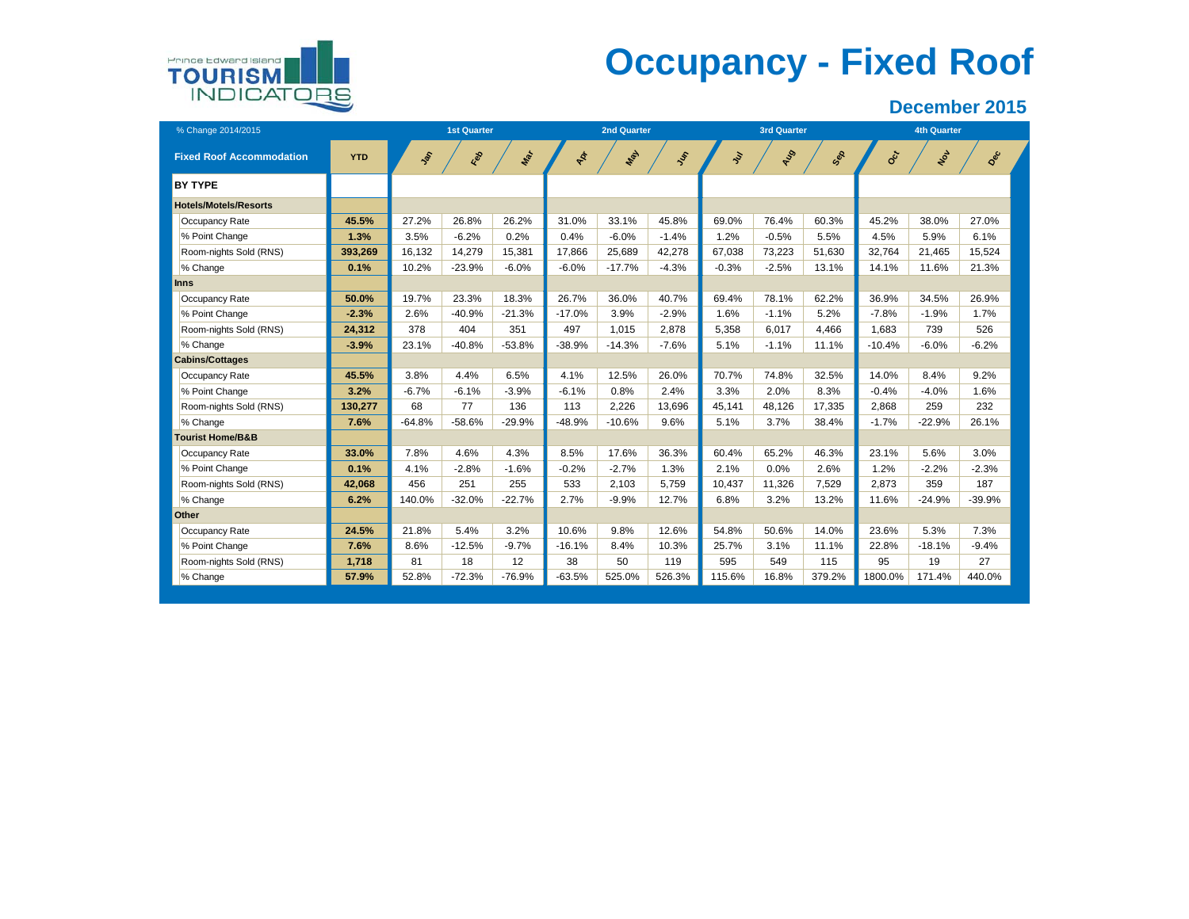Prince Edward Island **TOURISM** INDICATORS

# Occupancy - Fixed Roof

## December 2015

| % Change 2014/2015 | | 1st Quarter | | | 2nd Quarter | | | 3rd Quarter | | | 4th Quarter | | |
|---|---|---|---|---|---|---|---|---|---|---|---|---|---|
| **Fixed Roof Accommodation** | **YTD** | Jan | Feb | Mar | Apr | May | Jun | Jul | Aug | Sep | Oct | Nov | Dec |
| **BY TYPE** | | | | | | | | | | | | | |
| **Hotels/Motels/Resorts** | | | | | | | | | | | | | |
| Occupancy Rate | **45.5%** | 27.2% | 26.8% | 26.2% | 31.0% | 33.1% | 45.8% | 69.0% | 76.4% | 60.3% | 45.2% | 38.0% | 27.0% |
| % Point Change | **1.3%** | 3.5% | -6.2% | 0.2% | 0.4% | -6.0% | -1.4% | 1.2% | -0.5% | 5.5% | 4.5% | 5.9% | 6.1% |
| Room-nights Sold (RNS) | **393,269** | 16,132 | 14,279 | 15,381 | 17,866 | 25,689 | 42,278 | 67,038 | 73,223 | 51,630 | 32,764 | 21,465 | 15,524 |
| % Change | **0.1%** | 10.2% | -23.9% | -6.0% | -6.0% | -17.7% | -4.3% | -0.3% | -2.5% | 13.1% | 14.1% | 11.6% | 21.3% |
| **Inns** | | | | | | | | | | | | | |
| Occupancy Rate | **50.0%** | 19.7% | 23.3% | 18.3% | 26.7% | 36.0% | 40.7% | 69.4% | 78.1% | 62.2% | 36.9% | 34.5% | 26.9% |
| % Point Change | **-2.3%** | 2.6% | -40.9% | -21.3% | -17.0% | 3.9% | -2.9% | 1.6% | -1.1% | 5.2% | -7.8% | -1.9% | 1.7% |
| Room-nights Sold (RNS) | **24,312** | 378 | 404 | 351 | 497 | 1,015 | 2,878 | 5,358 | 6,017 | 4,466 | 1,683 | 739 | 526 |
| % Change | **-3.9%** | 23.1% | -40.8% | -53.8% | -38.9% | -14.3% | -7.6% | 5.1% | -1.1% | 11.1% | -10.4% | -6.0% | -6.2% |
| **Cabins/Cottages** | | | | | | | | | | | | | |
| Occupancy Rate | **45.5%** | 3.8% | 4.4% | 6.5% | 4.1% | 12.5% | 26.0% | 70.7% | 74.8% | 32.5% | 14.0% | 8.4% | 9.2% |
| % Point Change | **3.2%** | -6.7% | -6.1% | -3.9% | -6.1% | 0.8% | 2.4% | 3.3% | 2.0% | 8.3% | -0.4% | -4.0% | 1.6% |
| Room-nights Sold (RNS) | **130,277** | 68 | 77 | 136 | 113 | 2,226 | 13,696 | 45,141 | 48,126 | 17,335 | 2,868 | 259 | 232 |
| % Change | **7.6%** | -64.8% | -58.6% | -29.9% | -48.9% | -10.6% | 9.6% | 5.1% | 3.7% | 38.4% | -1.7% | -22.9% | 26.1% |
| **Tourist Home/B&B** | | | | | | | | | | | | | |
| Occupancy Rate | **33.0%** | 7.8% | 4.6% | 4.3% | 8.5% | 17.6% | 36.3% | 60.4% | 65.2% | 46.3% | 23.1% | 5.6% | 3.0% |
| % Point Change | **0.1%** | 4.1% | -2.8% | -1.6% | -0.2% | -2.7% | 1.3% | 2.1% | 0.0% | 2.6% | 1.2% | -2.2% | -2.3% |
| Room-nights Sold (RNS) | **42,068** | 456 | 251 | 255 | 533 | 2,103 | 5,759 | 10,437 | 11,326 | 7,529 | 2,873 | 359 | 187 |
| % Change | **6.2%** | 140.0% | -32.0% | -22.7% | 2.7% | -9.9% | 12.7% | 6.8% | 3.2% | 13.2% | 11.6% | -24.9% | -39.9% |
| **Other** | | | | | | | | | | | | | |
| Occupancy Rate | **24.5%** | 21.8% | 5.4% | 3.2% | 10.6% | 9.8% | 12.6% | 54.8% | 50.6% | 14.0% | 23.6% | 5.3% | 7.3% |
| % Point Change | **7.6%** | 8.6% | -12.5% | -9.7% | -16.1% | 8.4% | 10.3% | 25.7% | 3.1% | 11.1% | 22.8% | -18.1% | -9.4% |
| Room-nights Sold (RNS) | **1,718** | 81 | 18 | 12 | 38 | 50 | 119 | 595 | 549 | 115 | 95 | 19 | 27 |
| % Change | **57.9%** | 52.8% | -72.3% | -76.9% | -63.5% | 525.0% | 526.3% | 115.6% | 16.8% | 379.2% | 1800.0% | 171.4% | 440.0% |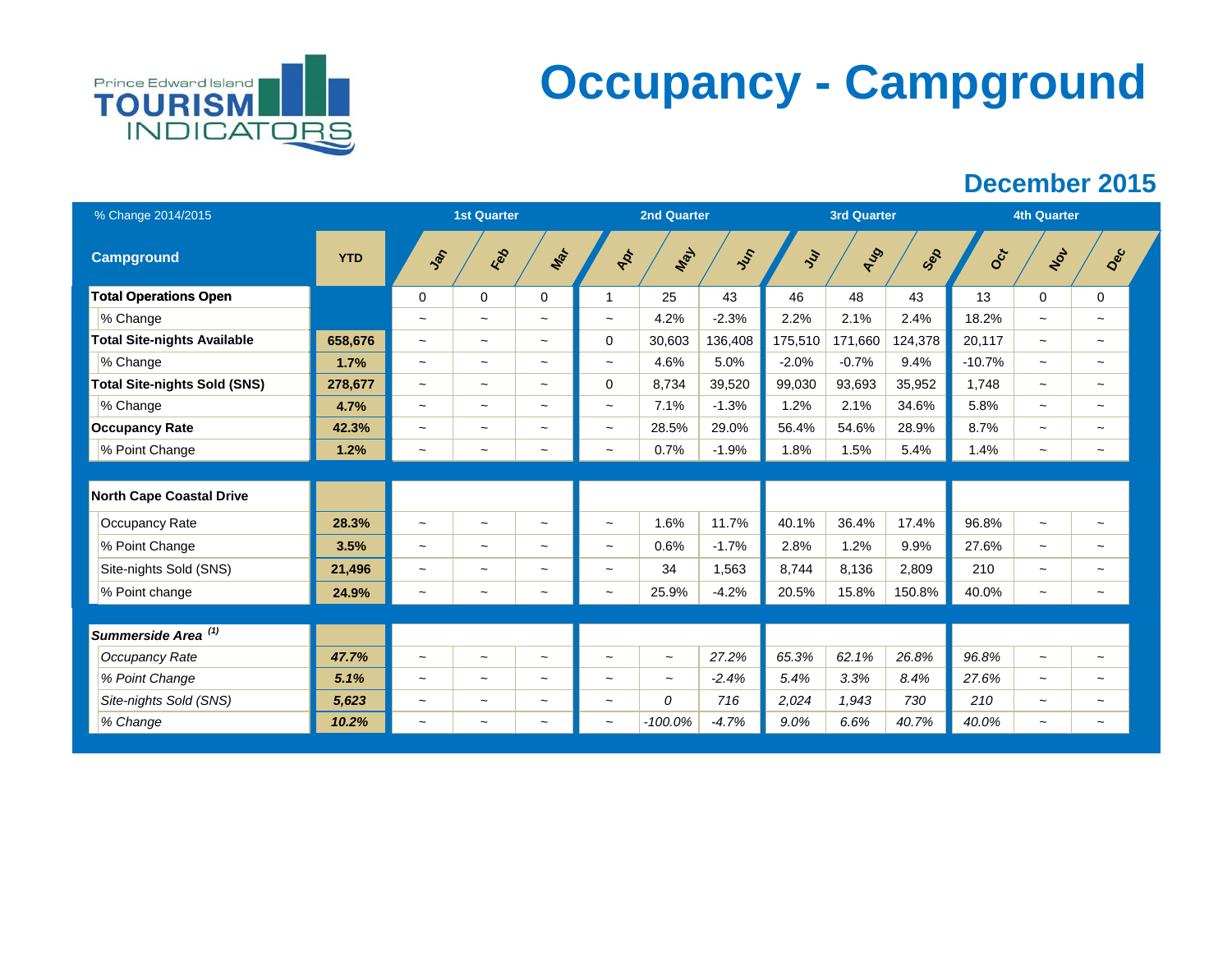# Occupancy - Campground

## December 2015

| % Change 2014/2015 | | 1st Quarter | | | 2nd Quarter | | | 3rd Quarter | | | 4th Quarter | | |
|---|---|---|---|---|---|---|---|---|---|---|---|---|---|
| **Campground** | **YTD** | Jan | Feb | Mar | Apr | May | Jun | Jul | Aug | Sep | Oct | Nov | Dec |
| **Total Operations Open** | | 0 | 0 | 0 | 1 | 25 | 43 | 46 | 48 | 43 | 13 | 0 | 0 |
| % Change | | ~ | ~ | ~ | ~ | 4.2% | -2.3% | 2.2% | 2.1% | 2.4% | 18.2% | ~ | ~ |
| **Total Site-nights Available** | **658,676** | ~ | ~ | ~ | 0 | 30,603 | 136,408 | 175,510 | 171,660 | 124,378 | 20,117 | ~ | ~ |
| % Change | **1.7%** | ~ | ~ | ~ | ~ | 4.6% | 5.0% | -2.0% | -0.7% | 9.4% | -10.7% | ~ | ~ |
| **Total Site-nights Sold (SNS)** | **278,677** | ~ | ~ | ~ | 0 | 8,734 | 39,520 | 99,030 | 93,693 | 35,952 | 1,748 | ~ | ~ |
| % Change | **4.7%** | ~ | ~ | ~ | ~ | 7.1% | -1.3% | 1.2% | 2.1% | 34.6% | 5.8% | ~ | ~ |
| **Occupancy Rate** | **42.3%** | ~ | ~ | ~ | ~ | 28.5% | 29.0% | 56.4% | 54.6% | 28.9% | 8.7% | ~ | ~ |
| % Point Change | **1.2%** | ~ | ~ | ~ | ~ | 0.7% | -1.9% | 1.8% | 1.5% | 5.4% | 1.4% | ~ | ~ |
| | | | | | | | | | | | | | |
| **North Cape Coastal Drive** | | | | | | | | | | | | | |
| Occupancy Rate | **28.3%** | ~ | ~ | ~ | ~ | 1.6% | 11.7% | 40.1% | 36.4% | 17.4% | 96.8% | ~ | ~ |
| % Point Change | **3.5%** | ~ | ~ | ~ | ~ | 0.6% | -1.7% | 2.8% | 1.2% | 9.9% | 27.6% | ~ | ~ |
| Site-nights Sold (SNS) | **21,496** | ~ | ~ | ~ | ~ | 34 | 1,563 | 8,744 | 8,136 | 2,809 | 210 | ~ | ~ |
| % Point change | **24.9%** | ~ | ~ | ~ | ~ | 25.9% | -4.2% | 20.5% | 15.8% | 150.8% | 40.0% | ~ | ~ |
| | | | | | | | | | | | | | |
| ***Summerside Area*** [(1)] | | | | | | | | | | | | | |
| *Occupancy Rate* | ***47.7%*** | ~ | ~ | ~ | ~ | ~ | *27.2%* | *65.3%* | *62.1%* | *26.8%* | *96.8%* | ~ | ~ |
| *% Point Change* | ***5.1%*** | ~ | ~ | ~ | ~ | ~ | *-2.4%* | *5.4%* | *3.3%* | *8.4%* | *27.6%* | ~ | ~ |
| *Site-nights Sold (SNS)* | ***5,623*** | ~ | ~ | ~ | ~ | *0* | *716* | *2,024* | *1,943* | *730* | *210* | ~ | ~ |
| *% Change* | ***10.2%*** | ~ | ~ | ~ | ~ | *-100.0%* | *-4.7%* | *9.0%* | *6.6%* | *40.7%* | *40.0%* | ~ | ~ |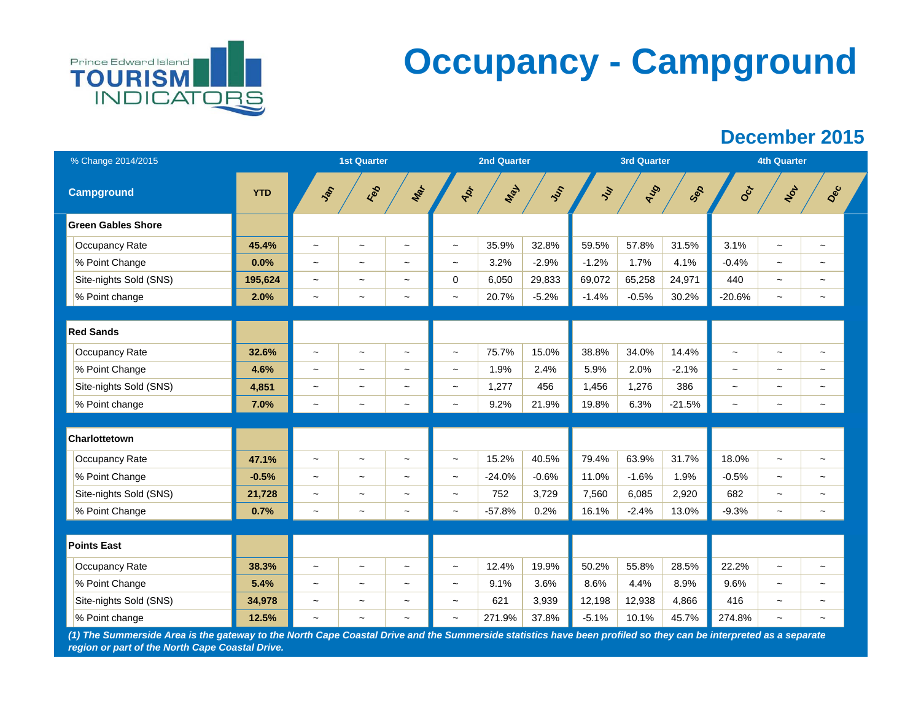Prince Edward Island TOURISM INDICATORS

# Occupancy - Campground

## December 2015

| % Change 2014/2015 | | 1st Quarter | | | 2nd Quarter | | | 3rd Quarter | | | 4th Quarter | | |
|---|---|---|---|---|---|---|---|---|---|---|---|---|---|
| **Campground** | **YTD** | Jan | Feb | Mar | Apr | May | Jun | Jul | Aug | Sep | Oct | Nov | Dec |
| **Green Gables Shore** | | | | | | | | | | | | | |
| Occupancy Rate | **45.4%** | ~ | ~ | ~ | ~ | 35.9% | 32.8% | 59.5% | 57.8% | 31.5% | 3.1% | ~ | ~ |
| % Point Change | **0.0%** | ~ | ~ | ~ | ~ | 3.2% | -2.9% | -1.2% | 1.7% | 4.1% | -0.4% | ~ | ~ |
| Site-nights Sold (SNS) | **195,624** | ~ | ~ | ~ | 0 | 6,050 | 29,833 | 69,072 | 65,258 | 24,971 | 440 | ~ | ~ |
| % Point change | **2.0%** | ~ | ~ | ~ | ~ | 20.7% | -5.2% | -1.4% | -0.5% | 30.2% | -20.6% | ~ | ~ |
| **Red Sands** | | | | | | | | | | | | | |
| Occupancy Rate | **32.6%** | ~ | ~ | ~ | ~ | 75.7% | 15.0% | 38.8% | 34.0% | 14.4% | ~ | ~ | ~ |
| % Point Change | **4.6%** | ~ | ~ | ~ | ~ | 1.9% | 2.4% | 5.9% | 2.0% | -2.1% | ~ | ~ | ~ |
| Site-nights Sold (SNS) | **4,851** | ~ | ~ | ~ | ~ | 1,277 | 456 | 1,456 | 1,276 | 386 | ~ | ~ | ~ |
| % Point change | **7.0%** | ~ | ~ | ~ | ~ | 9.2% | 21.9% | 19.8% | 6.3% | -21.5% | ~ | ~ | ~ |
| **Charlottetown** | | | | | | | | | | | | | |
| Occupancy Rate | **47.1%** | ~ | ~ | ~ | ~ | 15.2% | 40.5% | 79.4% | 63.9% | 31.7% | 18.0% | ~ | ~ |
| % Point Change | **-0.5%** | ~ | ~ | ~ | ~ | -24.0% | -0.6% | 11.0% | -1.6% | 1.9% | -0.5% | ~ | ~ |
| Site-nights Sold (SNS) | **21,728** | ~ | ~ | ~ | ~ | 752 | 3,729 | 7,560 | 6,085 | 2,920 | 682 | ~ | ~ |
| % Point Change | **0.7%** | ~ | ~ | ~ | ~ | -57.8% | 0.2% | 16.1% | -2.4% | 13.0% | -9.3% | ~ | ~ |
| **Points East** | | | | | | | | | | | | | |
| Occupancy Rate | **38.3%** | ~ | ~ | ~ | ~ | 12.4% | 19.9% | 50.2% | 55.8% | 28.5% | 22.2% | ~ | ~ |
| % Point Change | **5.4%** | ~ | ~ | ~ | ~ | 9.1% | 3.6% | 8.6% | 4.4% | 8.9% | 9.6% | ~ | ~ |
| Site-nights Sold (SNS) | **34,978** | ~ | ~ | ~ | ~ | 621 | 3,939 | 12,198 | 12,938 | 4,866 | 416 | ~ | ~ |
| % Point change | **12.5%** | ~ | ~ | ~ | ~ | 271.9% | 37.8% | -5.1% | 10.1% | 45.7% | 274.8% | ~ | ~ |

***(1) The Summerside Area is the gateway to the North Cape Coastal Drive and the Summerside statistics have been profiled so they can be interpreted as a separate region or part of the North Cape Coastal Drive.***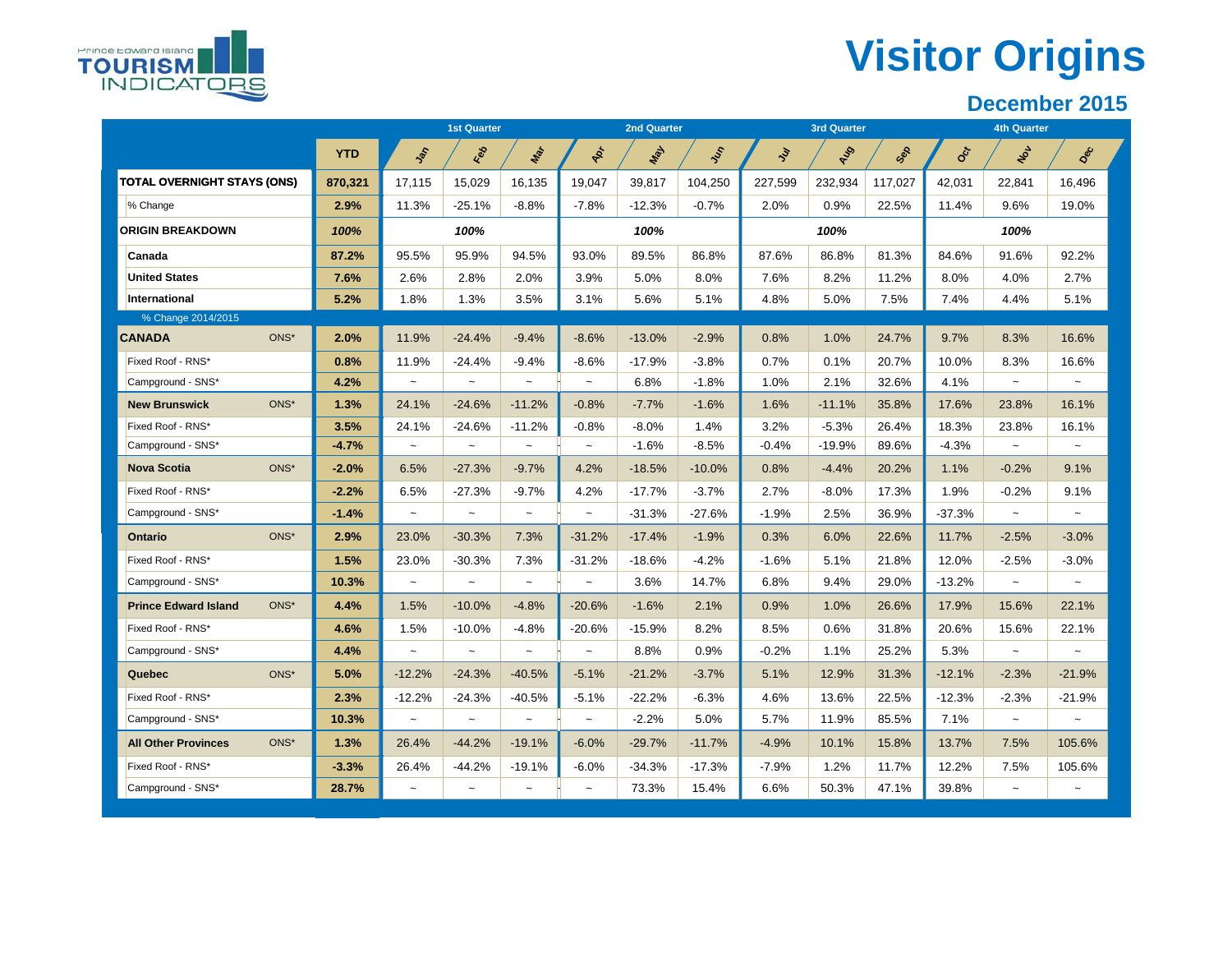# Visitor Origins

## December 2015

| | | YTD | 1st Quarter | | | 2nd Quarter | | | 3rd Quarter | | | 4th Quarter | | |
|---|---|---|---|---|---|---|---|---|---|---|---|---|---|---|
| | | | Jan | Feb | Mar | Apr | May | Jun | Jul | Aug | Sep | Oct | Nov | Dec |
| **TOTAL OVERNIGHT STAYS (ONS)** | | **870,321** | 17,115 | 15,029 | 16,135 | 19,047 | 39,817 | 104,250 | 227,599 | 232,934 | 117,027 | 42,031 | 22,841 | 16,496 |
| % Change | | **2.9%** | 11.3% | -25.1% | -8.8% | -7.8% | -12.3% | -0.7% | 2.0% | 0.9% | 22.5% | 11.4% | 9.6% | 19.0% |
| **ORIGIN BREAKDOWN** | | ***100%*** | | ***100%*** | | | ***100%*** | | | ***100%*** | | | ***100%*** | |
| **Canada** | | **87.2%** | 95.5% | 95.9% | 94.5% | 93.0% | 89.5% | 86.8% | 87.6% | 86.8% | 81.3% | 84.6% | 91.6% | 92.2% |
| **United States** | | **7.6%** | 2.6% | 2.8% | 2.0% | 3.9% | 5.0% | 8.0% | 7.6% | 8.2% | 11.2% | 8.0% | 4.0% | 2.7% |
| **International** | | **5.2%** | 1.8% | 1.3% | 3.5% | 3.1% | 5.6% | 5.1% | 4.8% | 5.0% | 7.5% | 7.4% | 4.4% | 5.1% |
| % Change 2014/2015 | | | | | | | | | | | | | | |
| **CANADA** | ONS* | **2.0%** | 11.9% | -24.4% | -9.4% | -8.6% | -13.0% | -2.9% | 0.8% | 1.0% | 24.7% | 9.7% | 8.3% | 16.6% |
| Fixed Roof - RNS* | | **0.8%** | 11.9% | -24.4% | -9.4% | -8.6% | -17.9% | -3.8% | 0.7% | 0.1% | 20.7% | 10.0% | 8.3% | 16.6% |
| Campground - SNS* | | **4.2%** | ~ | ~ | ~ | ~ | 6.8% | -1.8% | 1.0% | 2.1% | 32.6% | 4.1% | ~ | ~ |
| **New Brunswick** | ONS* | **1.3%** | 24.1% | -24.6% | -11.2% | -0.8% | -7.7% | -1.6% | 1.6% | -11.1% | 35.8% | 17.6% | 23.8% | 16.1% |
| Fixed Roof - RNS* | | **3.5%** | 24.1% | -24.6% | -11.2% | -0.8% | -8.0% | 1.4% | 3.2% | -5.3% | 26.4% | 18.3% | 23.8% | 16.1% |
| Campground - SNS* | | **-4.7%** | ~ | ~ | ~ | ~ | -1.6% | -8.5% | -0.4% | -19.9% | 89.6% | -4.3% | ~ | ~ |
| **Nova Scotia** | ONS* | **-2.0%** | 6.5% | -27.3% | -9.7% | 4.2% | -18.5% | -10.0% | 0.8% | -4.4% | 20.2% | 1.1% | -0.2% | 9.1% |
| Fixed Roof - RNS* | | **-2.2%** | 6.5% | -27.3% | -9.7% | 4.2% | -17.7% | -3.7% | 2.7% | -8.0% | 17.3% | 1.9% | -0.2% | 9.1% |
| Campground - SNS* | | **-1.4%** | ~ | ~ | ~ | ~ | -31.3% | -27.6% | -1.9% | 2.5% | 36.9% | -37.3% | ~ | ~ |
| **Ontario** | ONS* | **2.9%** | 23.0% | -30.3% | 7.3% | -31.2% | -17.4% | -1.9% | 0.3% | 6.0% | 22.6% | 11.7% | -2.5% | -3.0% |
| Fixed Roof - RNS* | | **1.5%** | 23.0% | -30.3% | 7.3% | -31.2% | -18.6% | -4.2% | -1.6% | 5.1% | 21.8% | 12.0% | -2.5% | -3.0% |
| Campground - SNS* | | **10.3%** | ~ | ~ | ~ | ~ | 3.6% | 14.7% | 6.8% | 9.4% | 29.0% | -13.2% | ~ | ~ |
| **Prince Edward Island** | ONS* | **4.4%** | 1.5% | -10.0% | -4.8% | -20.6% | -1.6% | 2.1% | 0.9% | 1.0% | 26.6% | 17.9% | 15.6% | 22.1% |
| Fixed Roof - RNS* | | **4.6%** | 1.5% | -10.0% | -4.8% | -20.6% | -15.9% | 8.2% | 8.5% | 0.6% | 31.8% | 20.6% | 15.6% | 22.1% |
| Campground - SNS* | | **4.4%** | ~ | ~ | ~ | ~ | 8.8% | 0.9% | -0.2% | 1.1% | 25.2% | 5.3% | ~ | ~ |
| **Quebec** | ONS* | **5.0%** | -12.2% | -24.3% | -40.5% | -5.1% | -21.2% | -3.7% | 5.1% | 12.9% | 31.3% | -12.1% | -2.3% | -21.9% |
| Fixed Roof - RNS* | | **2.3%** | -12.2% | -24.3% | -40.5% | -5.1% | -22.2% | -6.3% | 4.6% | 13.6% | 22.5% | -12.3% | -2.3% | -21.9% |
| Campground - SNS* | | **10.3%** | ~ | ~ | ~ | ~ | -2.2% | 5.0% | 5.7% | 11.9% | 85.5% | 7.1% | ~ | ~ |
| **All Other Provinces** | ONS* | **1.3%** | 26.4% | -44.2% | -19.1% | -6.0% | -29.7% | -11.7% | -4.9% | 10.1% | 15.8% | 13.7% | 7.5% | 105.6% |
| Fixed Roof - RNS* | | **-3.3%** | 26.4% | -44.2% | -19.1% | -6.0% | -34.3% | -17.3% | -7.9% | 1.2% | 11.7% | 12.2% | 7.5% | 105.6% |
| Campground - SNS* | | **28.7%** | ~ | ~ | ~ | ~ | 73.3% | 15.4% | 6.6% | 50.3% | 47.1% | 39.8% | ~ | ~ |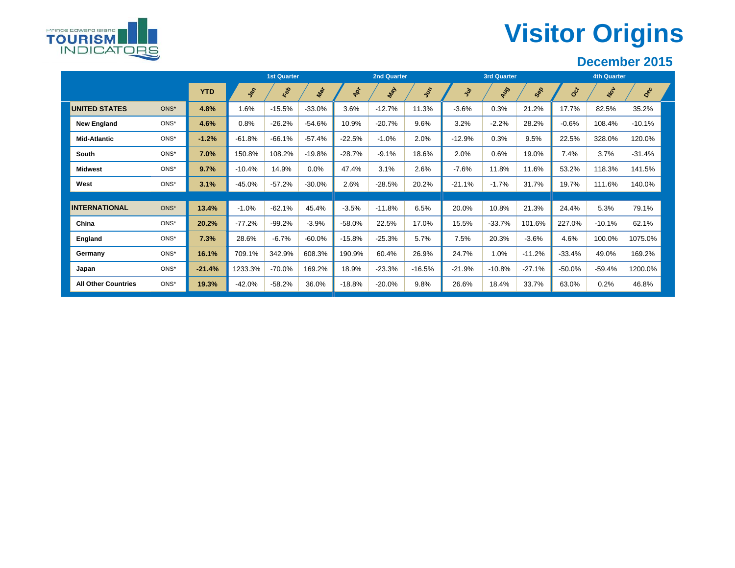Prince Edward Island TOURISM INDICATORS

# Visitor Origins

## December 2015

| | | YTD | 1st Quarter | | | 2nd Quarter | | | 3rd Quarter | | | 4th Quarter | | |
|---|---|---|---|---|---|---|---|---|---|---|---|---|---|---|
| | | | Jan | Feb | Mar | Apr | May | Jun | Jul | Aug | Sep | Oct | Nov | Dec |
| **UNITED STATES** | ONS* | **4.8%** | 1.6% | -15.5% | -33.0% | 3.6% | -12.7% | 11.3% | -3.6% | 0.3% | 21.2% | 17.7% | 82.5% | 35.2% |
| **New England** | ONS* | **4.6%** | 0.8% | -26.2% | -54.6% | 10.9% | -20.7% | 9.6% | 3.2% | -2.2% | 28.2% | -0.6% | 108.4% | -10.1% |
| **Mid-Atlantic** | ONS* | **-1.2%** | -61.8% | -66.1% | -57.4% | -22.5% | -1.0% | 2.0% | -12.9% | 0.3% | 9.5% | 22.5% | 328.0% | 120.0% |
| **South** | ONS* | **7.0%** | 150.8% | 108.2% | -19.8% | -28.7% | -9.1% | 18.6% | 2.0% | 0.6% | 19.0% | 7.4% | 3.7% | -31.4% |
| **Midwest** | ONS* | **9.7%** | -10.4% | 14.9% | 0.0% | 47.4% | 3.1% | 2.6% | -7.6% | 11.8% | 11.6% | 53.2% | 118.3% | 141.5% |
| **West** | ONS* | **3.1%** | -45.0% | -57.2% | -30.0% | 2.6% | -28.5% | 20.2% | -21.1% | -1.7% | 31.7% | 19.7% | 111.6% | 140.0% |
| | | | | | | | | | | | | | | |
| **INTERNATIONAL** | ONS* | **13.4%** | -1.0% | -62.1% | 45.4% | -3.5% | -11.8% | 6.5% | 20.0% | 10.8% | 21.3% | 24.4% | 5.3% | 79.1% |
| **China** | ONS* | **20.2%** | -77.2% | -99.2% | -3.9% | -58.0% | 22.5% | 17.0% | 15.5% | -33.7% | 101.6% | 227.0% | -10.1% | 62.1% |
| **England** | ONS* | **7.3%** | 28.6% | -6.7% | -60.0% | -15.8% | -25.3% | 5.7% | 7.5% | 20.3% | -3.6% | 4.6% | 100.0% | 1075.0% |
| **Germany** | ONS* | **16.1%** | 709.1% | 342.9% | 608.3% | 190.9% | 60.4% | 26.9% | 24.7% | 1.0% | -11.2% | -33.4% | 49.0% | 169.2% |
| **Japan** | ONS* | **-21.4%** | 1233.3% | -70.0% | 169.2% | 18.9% | -23.3% | -16.5% | -21.9% | -10.8% | -27.1% | -50.0% | -59.4% | 1200.0% |
| **All Other Countries** | ONS* | **19.3%** | -42.0% | -58.2% | 36.0% | -18.8% | -20.0% | 9.8% | 26.6% | 18.4% | 33.7% | 63.0% | 0.2% | 46.8% |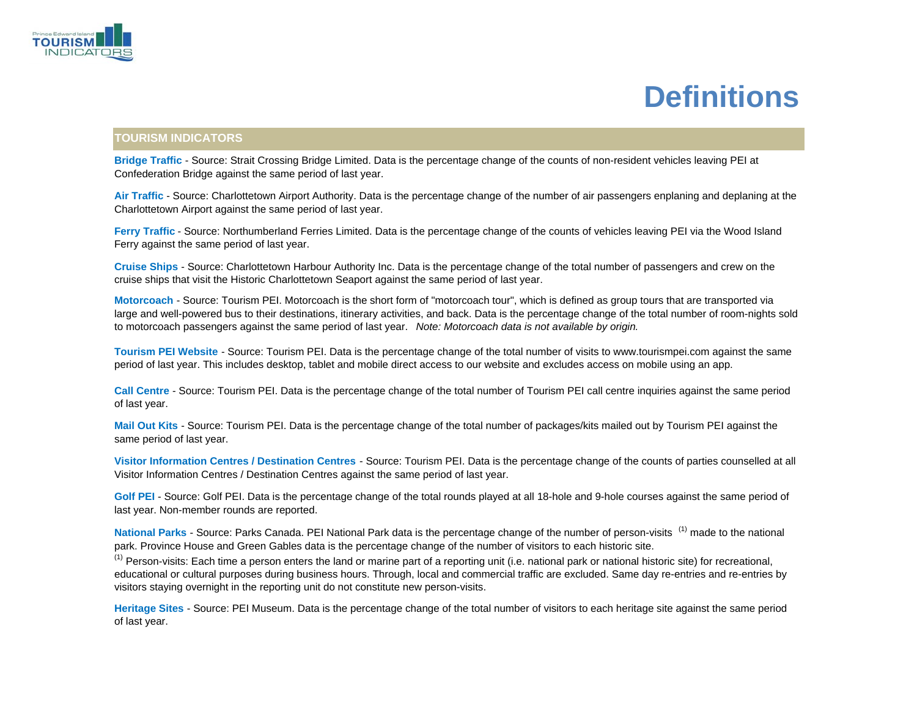# Definitions

## TOURISM INDICATORS

**Bridge Traffic** - Source: Strait Crossing Bridge Limited. Data is the percentage change of the counts of non-resident vehicles leaving PEI at Confederation Bridge against the same period of last year.

**Air Traffic** - Source: Charlottetown Airport Authority. Data is the percentage change of the number of air passengers enplaning and deplaning at the Charlottetown Airport against the same period of last year.

**Ferry Traffic** - Source: Northumberland Ferries Limited. Data is the percentage change of the counts of vehicles leaving PEI via the Wood Island Ferry against the same period of last year.

**Cruise Ships** - Source: Charlottetown Harbour Authority Inc. Data is the percentage change of the total number of passengers and crew on the cruise ships that visit the Historic Charlottetown Seaport against the same period of last year.

**Motorcoach** - Source: Tourism PEI. Motorcoach is the short form of "motorcoach tour", which is defined as group tours that are transported via large and well-powered bus to their destinations, itinerary activities, and back. Data is the percentage change of the total number of room-nights sold to motorcoach passengers against the same period of last year. *Note: Motorcoach data is not available by origin.*

**Tourism PEI Website** - Source: Tourism PEI. Data is the percentage change of the total number of visits to www.tourismpei.com against the same period of last year. This includes desktop, tablet and mobile direct access to our website and excludes access on mobile using an app.

**Call Centre** - Source: Tourism PEI. Data is the percentage change of the total number of Tourism PEI call centre inquiries against the same period of last year.

**Mail Out Kits** - Source: Tourism PEI. Data is the percentage change of the total number of packages/kits mailed out by Tourism PEI against the same period of last year.

**Visitor Information Centres / Destination Centres** - Source: Tourism PEI. Data is the percentage change of the counts of parties counselled at all Visitor Information Centres / Destination Centres against the same period of last year.

**Golf PEI** - Source: Golf PEI. Data is the percentage change of the total rounds played at all 18-hole and 9-hole courses against the same period of last year. Non-member rounds are reported.

**National Parks** - Source: Parks Canada. PEI National Park data is the percentage change of the number of person-visits [(1)] made to the national park. Province House and Green Gables data is the percentage change of the number of visitors to each historic site.

[(1)] Person-visits: Each time a person enters the land or marine part of a reporting unit (i.e. national park or national historic site) for recreational, educational or cultural purposes during business hours. Through, local and commercial traffic are excluded. Same day re-entries and re-entries by visitors staying overnight in the reporting unit do not constitute new person-visits.

**Heritage Sites** - Source: PEI Museum. Data is the percentage change of the total number of visitors to each heritage site against the same period of last year.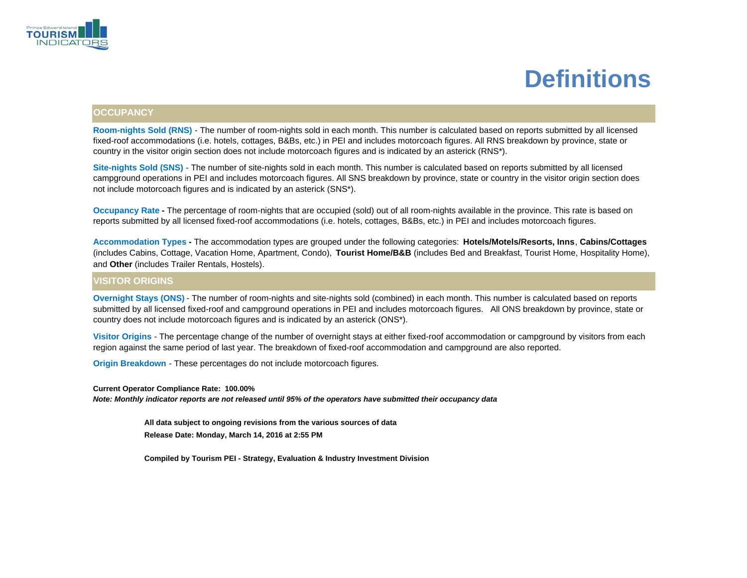# Definitions

## OCCUPANCY

**Room-nights Sold (RNS)** - The number of room-nights sold in each month. This number is calculated based on reports submitted by all licensed fixed-roof accommodations (i.e. hotels, cottages, B&Bs, etc.) in PEI and includes motorcoach figures. All RNS breakdown by province, state or country in the visitor origin section does not include motorcoach figures and is indicated by an asterick (RNS*).

**Site-nights Sold (SNS)** - The number of site-nights sold in each month. This number is calculated based on reports submitted by all licensed campground operations in PEI and includes motorcoach figures. All SNS breakdown by province, state or country in the visitor origin section does not include motorcoach figures and is indicated by an asterick (SNS*).

**Occupancy Rate -** The percentage of room-nights that are occupied (sold) out of all room-nights available in the province. This rate is based on reports submitted by all licensed fixed-roof accommodations (i.e. hotels, cottages, B&Bs, etc.) in PEI and includes motorcoach figures.

**Accommodation Types -** The accommodation types are grouped under the following categories: **Hotels/Motels/Resorts, Inns**, **Cabins/Cottages** (includes Cabins, Cottage, Vacation Home, Apartment, Condo), **Tourist Home/B&B** (includes Bed and Breakfast, Tourist Home, Hospitality Home), and **Other** (includes Trailer Rentals, Hostels).

## VISITOR ORIGINS

**Overnight Stays (ONS)** - The number of room-nights and site-nights sold (combined) in each month. This number is calculated based on reports submitted by all licensed fixed-roof and campground operations in PEI and includes motorcoach figures. All ONS breakdown by province, state or country does not include motorcoach figures and is indicated by an asterick (ONS*).

**Visitor Origins** - The percentage change of the number of overnight stays at either fixed-roof accommodation or campground by visitors from each region against the same period of last year. The breakdown of fixed-roof accommodation and campground are also reported.

**Origin Breakdown** - These percentages do not include motorcoach figures.

**Current Operator Compliance Rate: 100.00%**

***Note: Monthly indicator reports are not released until 95% of the operators have submitted their occupancy data***

**All data subject to ongoing revisions from the various sources of data**

**Release Date: Monday, March 14, 2016 at 2:55 PM**

**Compiled by Tourism PEI - Strategy, Evaluation & Industry Investment Division**